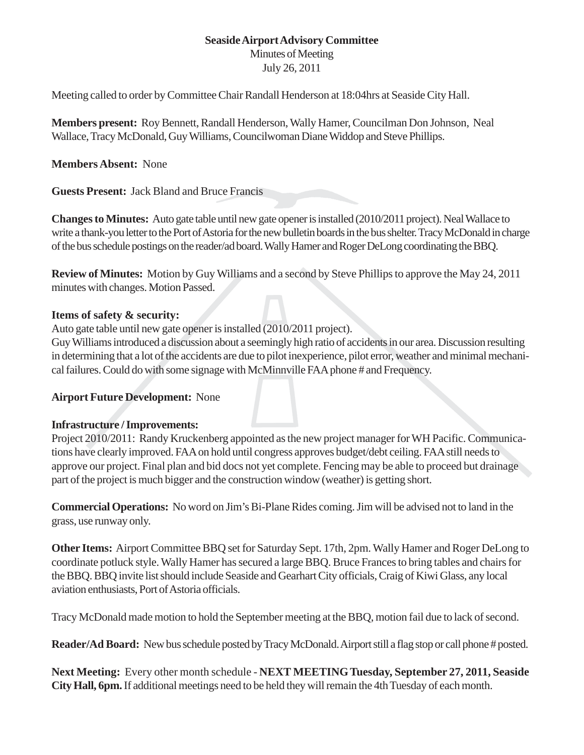**Seaside Airport Advisory Committee**
Minutes of Meeting
July 26, 2011

Meeting called to order by Committee Chair Randall Henderson at 18:04hrs at Seaside City Hall.

**Members present:** Roy Bennett, Randall Henderson, Wally Hamer, Councilman Don Johnson, Neal Wallace, Tracy McDonald, Guy Williams, Councilwoman Diane Widdop and Steve Phillips.

**Members Absent:** None

**Guests Present:** Jack Bland and Bruce Francis

**Changes to Minutes:** Auto gate table until new gate opener is installed (2010/2011 project). Neal Wallace to write a thank-you letter to the Port of Astoria for the new bulletin boards in the bus shelter. Tracy McDonald in charge of the bus schedule postings on the reader/ad board. Wally Hamer and Roger DeLong coordinating the BBQ.

**Review of Minutes:** Motion by Guy Williams and a second by Steve Phillips to approve the May 24, 2011 minutes with changes. Motion Passed.

**Items of safety & security:**
Auto gate table until new gate opener is installed (2010/2011 project).
Guy Williams introduced a discussion about a seemingly high ratio of accidents in our area. Discussion resulting in determining that a lot of the accidents are due to pilot inexperience, pilot error, weather and minimal mechanical failures. Could do with some signage with McMinnville FAA phone # and Frequency.

**Airport Future Development:** None

**Infrastructure / Improvements:**
Project 2010/2011: Randy Kruckenberg appointed as the new project manager for WH Pacific. Communications have clearly improved. FAA on hold until congress approves budget/debt ceiling. FAA still needs to approve our project. Final plan and bid docs not yet complete. Fencing may be able to proceed but drainage part of the project is much bigger and the construction window (weather) is getting short.

**Commercial Operations:** No word on Jim's Bi-Plane Rides coming. Jim will be advised not to land in the grass, use runway only.

**Other Items:** Airport Committee BBQ set for Saturday Sept. 17th, 2pm. Wally Hamer and Roger DeLong to coordinate potluck style. Wally Hamer has secured a large BBQ. Bruce Frances to bring tables and chairs for the BBQ. BBQ invite list should include Seaside and Gearhart City officials, Craig of Kiwi Glass, any local aviation enthusiasts, Port of Astoria officials.

Tracy McDonald made motion to hold the September meeting at the BBQ, motion fail due to lack of second.

**Reader/Ad Board:** New bus schedule posted by Tracy McDonald. Airport still a flag stop or call phone # posted.

**Next Meeting:** Every other month schedule - **NEXT MEETING Tuesday, September 27, 2011, Seaside City Hall, 6pm.** If additional meetings need to be held they will remain the 4th Tuesday of each month.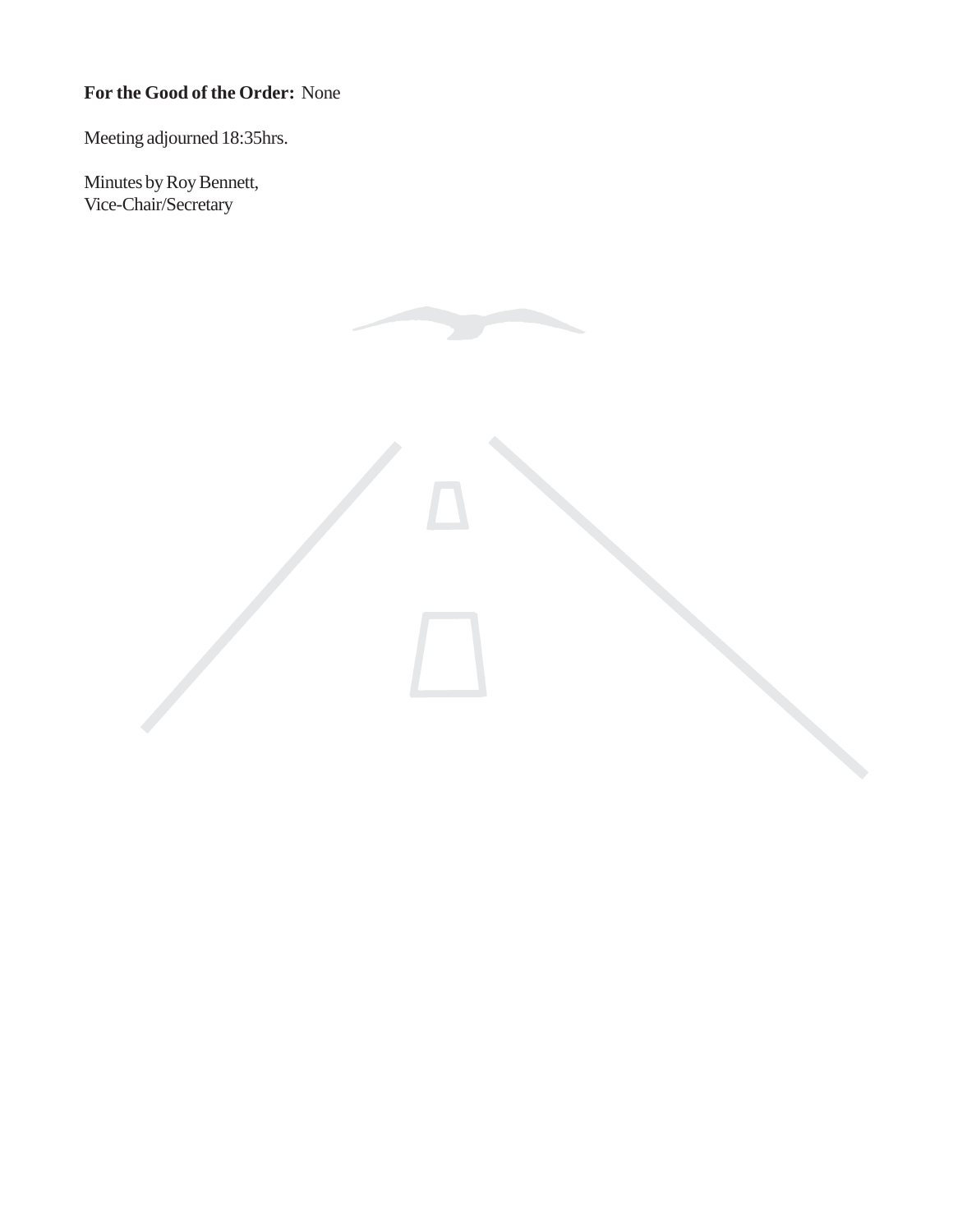**For the Good of the Order:** None

Meeting adjourned 18:35hrs.

Minutes by Roy Bennett,
Vice-Chair/Secretary